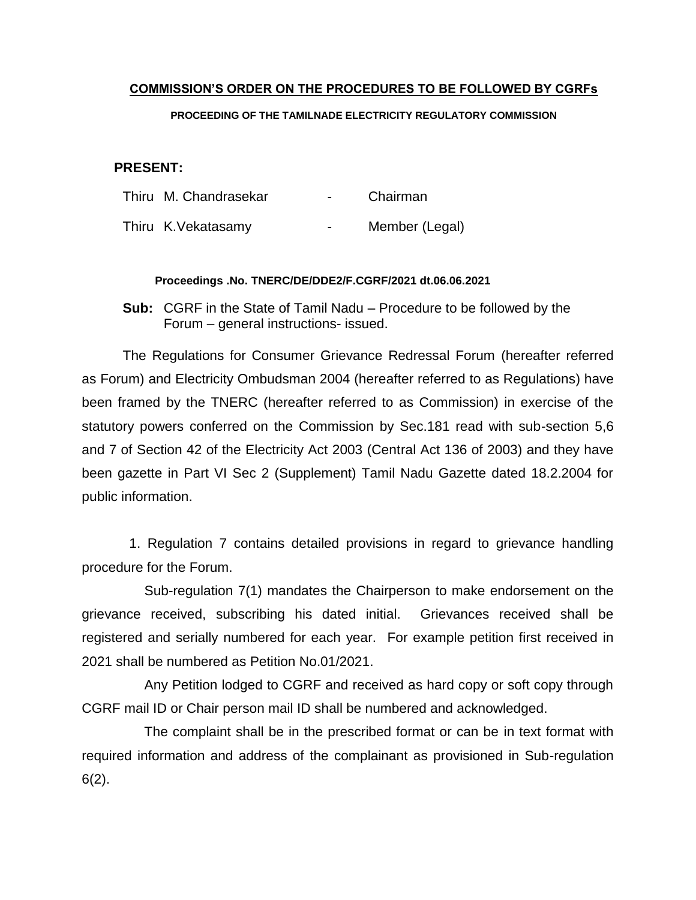# COMMISSION'S ORDER ON THE PROCEDURES TO BE FOLLOWED BY CGRFs

**PROCEEDING OF THE TAMILNADE ELECTRICITY REGULATORY COMMISSION**

**PRESENT:**

| | | |
|---|---|---|
| Thiru M. Chandrasekar | - | Chairman |
| Thiru K.Vekatasamy | - | Member (Legal) |

**Proceedings .No. TNERC/DE/DDE2/F.CGRF/2021 dt.06.06.2021**

**Sub:** CGRF in the State of Tamil Nadu – Procedure to be followed by the Forum – general instructions- issued.

The Regulations for Consumer Grievance Redressal Forum (hereafter referred as Forum) and Electricity Ombudsman 2004 (hereafter referred to as Regulations) have been framed by the TNERC (hereafter referred to as Commission) in exercise of the statutory powers conferred on the Commission by Sec.181 read with sub-section 5,6 and 7 of Section 42 of the Electricity Act 2003 (Central Act 136 of 2003) and they have been gazette in Part VI Sec 2 (Supplement) Tamil Nadu Gazette dated 18.2.2004 for public information.

1. Regulation 7 contains detailed provisions in regard to grievance handling procedure for the Forum.

Sub-regulation 7(1) mandates the Chairperson to make endorsement on the grievance received, subscribing his dated initial. Grievances received shall be registered and serially numbered for each year. For example petition first received in 2021 shall be numbered as Petition No.01/2021.

Any Petition lodged to CGRF and received as hard copy or soft copy through CGRF mail ID or Chair person mail ID shall be numbered and acknowledged.

The complaint shall be in the prescribed format or can be in text format with required information and address of the complainant as provisioned in Sub-regulation 6(2).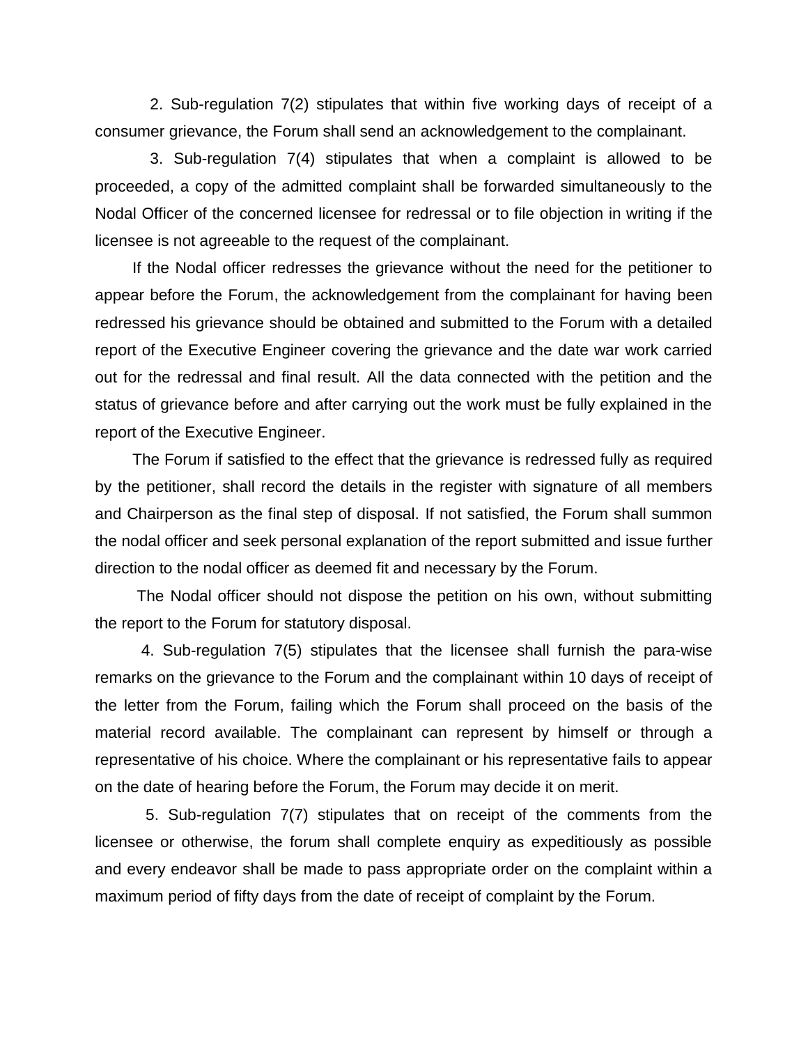2. Sub-regulation 7(2) stipulates that within five working days of receipt of a consumer grievance, the Forum shall send an acknowledgement to the complainant.

3. Sub-regulation 7(4) stipulates that when a complaint is allowed to be proceeded, a copy of the admitted complaint shall be forwarded simultaneously to the Nodal Officer of the concerned licensee for redressal or to file objection in writing if the licensee is not agreeable to the request of the complainant.

If the Nodal officer redresses the grievance without the need for the petitioner to appear before the Forum, the acknowledgement from the complainant for having been redressed his grievance should be obtained and submitted to the Forum with a detailed report of the Executive Engineer covering the grievance and the date war work carried out for the redressal and final result. All the data connected with the petition and the status of grievance before and after carrying out the work must be fully explained in the report of the Executive Engineer.

The Forum if satisfied to the effect that the grievance is redressed fully as required by the petitioner, shall record the details in the register with signature of all members and Chairperson as the final step of disposal. If not satisfied, the Forum shall summon the nodal officer and seek personal explanation of the report submitted and issue further direction to the nodal officer as deemed fit and necessary by the Forum.

The Nodal officer should not dispose the petition on his own, without submitting the report to the Forum for statutory disposal.

4. Sub-regulation 7(5) stipulates that the licensee shall furnish the para-wise remarks on the grievance to the Forum and the complainant within 10 days of receipt of the letter from the Forum, failing which the Forum shall proceed on the basis of the material record available. The complainant can represent by himself or through a representative of his choice. Where the complainant or his representative fails to appear on the date of hearing before the Forum, the Forum may decide it on merit.

5. Sub-regulation 7(7) stipulates that on receipt of the comments from the licensee or otherwise, the forum shall complete enquiry as expeditiously as possible and every endeavor shall be made to pass appropriate order on the complaint within a maximum period of fifty days from the date of receipt of complaint by the Forum.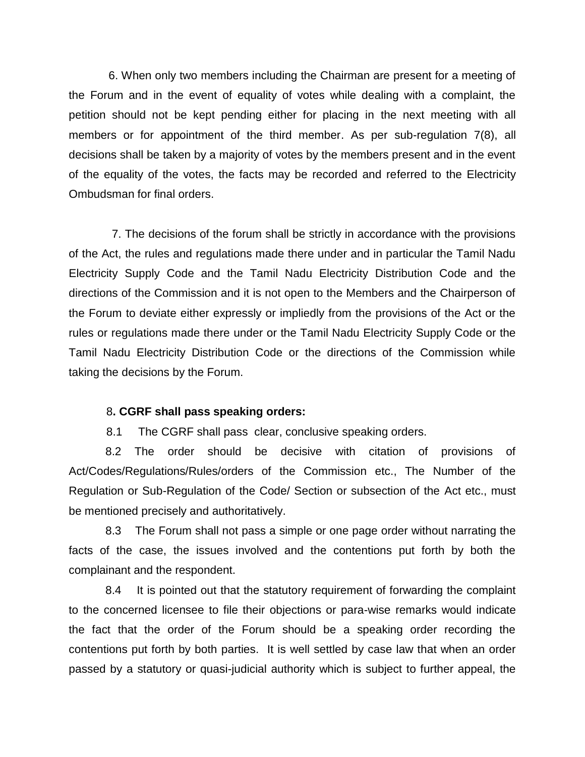6. When only two members including the Chairman are present for a meeting of the Forum and in the event of equality of votes while dealing with a complaint, the petition should not be kept pending either for placing in the next meeting with all members or for appointment of the third member. As per sub-regulation 7(8), all decisions shall be taken by a majority of votes by the members present and in the event of the equality of the votes, the facts may be recorded and referred to the Electricity Ombudsman for final orders.

7. The decisions of the forum shall be strictly in accordance with the provisions of the Act, the rules and regulations made there under and in particular the Tamil Nadu Electricity Supply Code and the Tamil Nadu Electricity Distribution Code and the directions of the Commission and it is not open to the Members and the Chairperson of the Forum to deviate either expressly or impliedly from the provisions of the Act or the rules or regulations made there under or the Tamil Nadu Electricity Supply Code or the Tamil Nadu Electricity Distribution Code or the directions of the Commission while taking the decisions by the Forum.

**8. CGRF shall pass speaking orders:**

8.1 The CGRF shall pass clear, conclusive speaking orders.

8.2 The order should be decisive with citation of provisions of Act/Codes/Regulations/Rules/orders of the Commission etc., The Number of the Regulation or Sub-Regulation of the Code/ Section or subsection of the Act etc., must be mentioned precisely and authoritatively.

8.3 The Forum shall not pass a simple or one page order without narrating the facts of the case, the issues involved and the contentions put forth by both the complainant and the respondent.

8.4 It is pointed out that the statutory requirement of forwarding the complaint to the concerned licensee to file their objections or para-wise remarks would indicate the fact that the order of the Forum should be a speaking order recording the contentions put forth by both parties. It is well settled by case law that when an order passed by a statutory or quasi-judicial authority which is subject to further appeal, the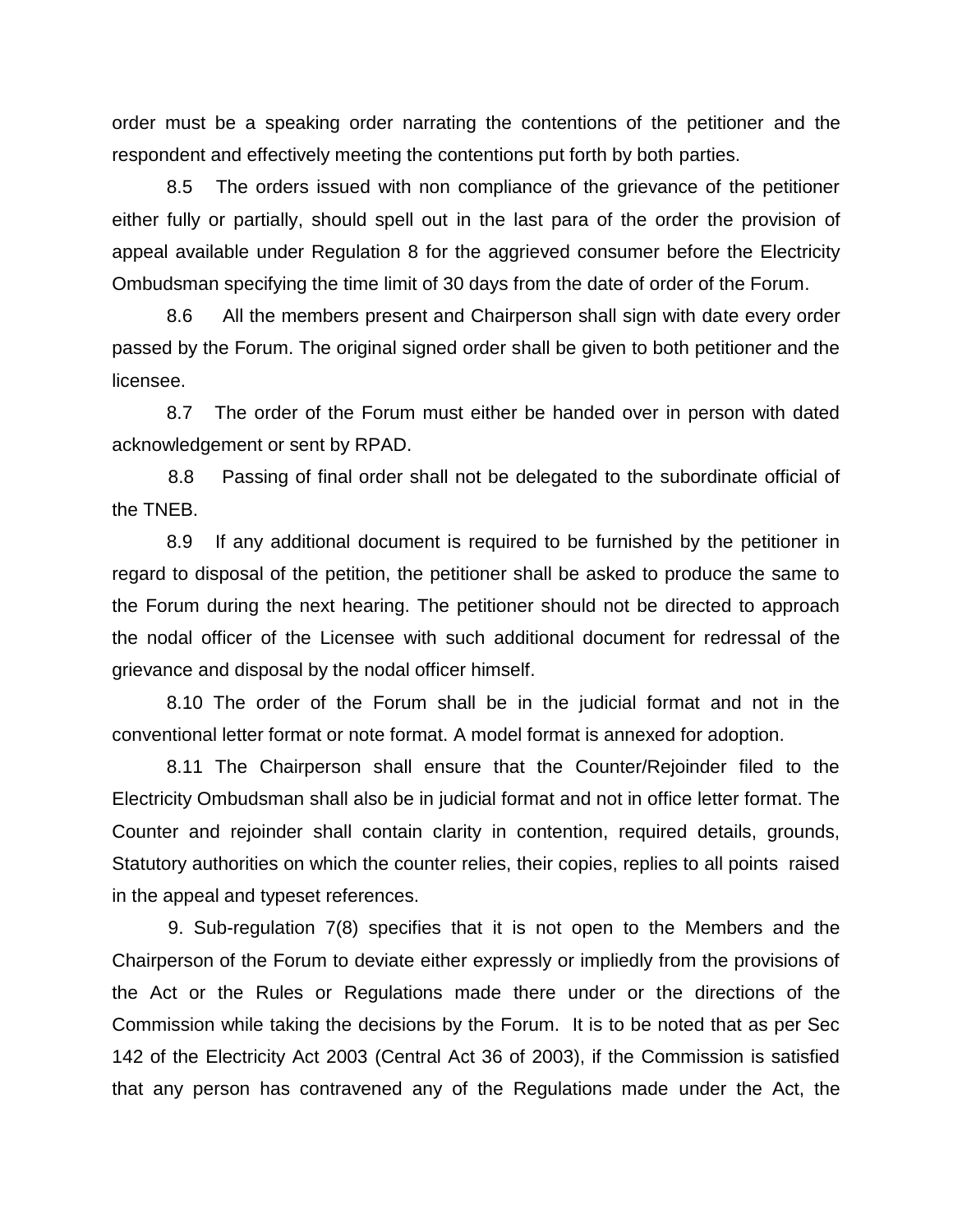order must be a speaking order narrating the contentions of the petitioner and the respondent and effectively meeting the contentions put forth by both parties.

8.5 The orders issued with non compliance of the grievance of the petitioner either fully or partially, should spell out in the last para of the order the provision of appeal available under Regulation 8 for the aggrieved consumer before the Electricity Ombudsman specifying the time limit of 30 days from the date of order of the Forum.

8.6 All the members present and Chairperson shall sign with date every order passed by the Forum. The original signed order shall be given to both petitioner and the licensee.

8.7 The order of the Forum must either be handed over in person with dated acknowledgement or sent by RPAD.

8.8 Passing of final order shall not be delegated to the subordinate official of the TNEB.

8.9 If any additional document is required to be furnished by the petitioner in regard to disposal of the petition, the petitioner shall be asked to produce the same to the Forum during the next hearing. The petitioner should not be directed to approach the nodal officer of the Licensee with such additional document for redressal of the grievance and disposal by the nodal officer himself.

8.10 The order of the Forum shall be in the judicial format and not in the conventional letter format or note format. A model format is annexed for adoption.

8.11 The Chairperson shall ensure that the Counter/Rejoinder filed to the Electricity Ombudsman shall also be in judicial format and not in office letter format. The Counter and rejoinder shall contain clarity in contention, required details, grounds, Statutory authorities on which the counter relies, their copies, replies to all points raised in the appeal and typeset references.

9. Sub-regulation 7(8) specifies that it is not open to the Members and the Chairperson of the Forum to deviate either expressly or impliedly from the provisions of the Act or the Rules or Regulations made there under or the directions of the Commission while taking the decisions by the Forum. It is to be noted that as per Sec 142 of the Electricity Act 2003 (Central Act 36 of 2003), if the Commission is satisfied that any person has contravened any of the Regulations made under the Act, the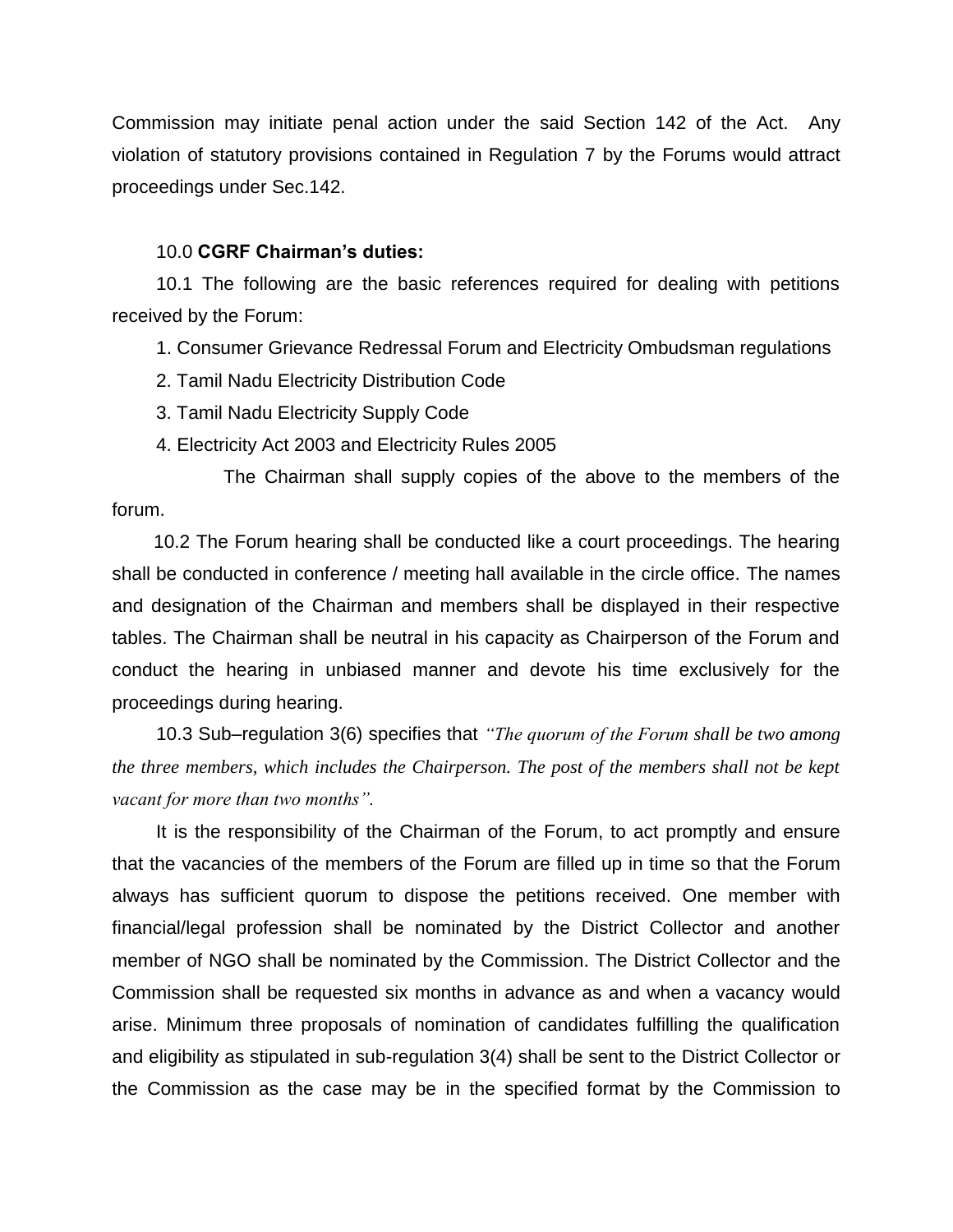Commission may initiate penal action under the said Section 142 of the Act. Any violation of statutory provisions contained in Regulation 7 by the Forums would attract proceedings under Sec.142.

10.0 **CGRF Chairman's duties:**

10.1 The following are the basic references required for dealing with petitions received by the Forum:

1. Consumer Grievance Redressal Forum and Electricity Ombudsman regulations
2. Tamil Nadu Electricity Distribution Code
3. Tamil Nadu Electricity Supply Code
4. Electricity Act 2003 and Electricity Rules 2005

The Chairman shall supply copies of the above to the members of the forum.

10.2 The Forum hearing shall be conducted like a court proceedings. The hearing shall be conducted in conference / meeting hall available in the circle office. The names and designation of the Chairman and members shall be displayed in their respective tables. The Chairman shall be neutral in his capacity as Chairperson of the Forum and conduct the hearing in unbiased manner and devote his time exclusively for the proceedings during hearing.

10.3 Sub–regulation 3(6) specifies that *"The quorum of the Forum shall be two among the three members, which includes the Chairperson. The post of the members shall not be kept vacant for more than two months".*

It is the responsibility of the Chairman of the Forum, to act promptly and ensure that the vacancies of the members of the Forum are filled up in time so that the Forum always has sufficient quorum to dispose the petitions received. One member with financial/legal profession shall be nominated by the District Collector and another member of NGO shall be nominated by the Commission. The District Collector and the Commission shall be requested six months in advance as and when a vacancy would arise. Minimum three proposals of nomination of candidates fulfilling the qualification and eligibility as stipulated in sub-regulation 3(4) shall be sent to the District Collector or the Commission as the case may be in the specified format by the Commission to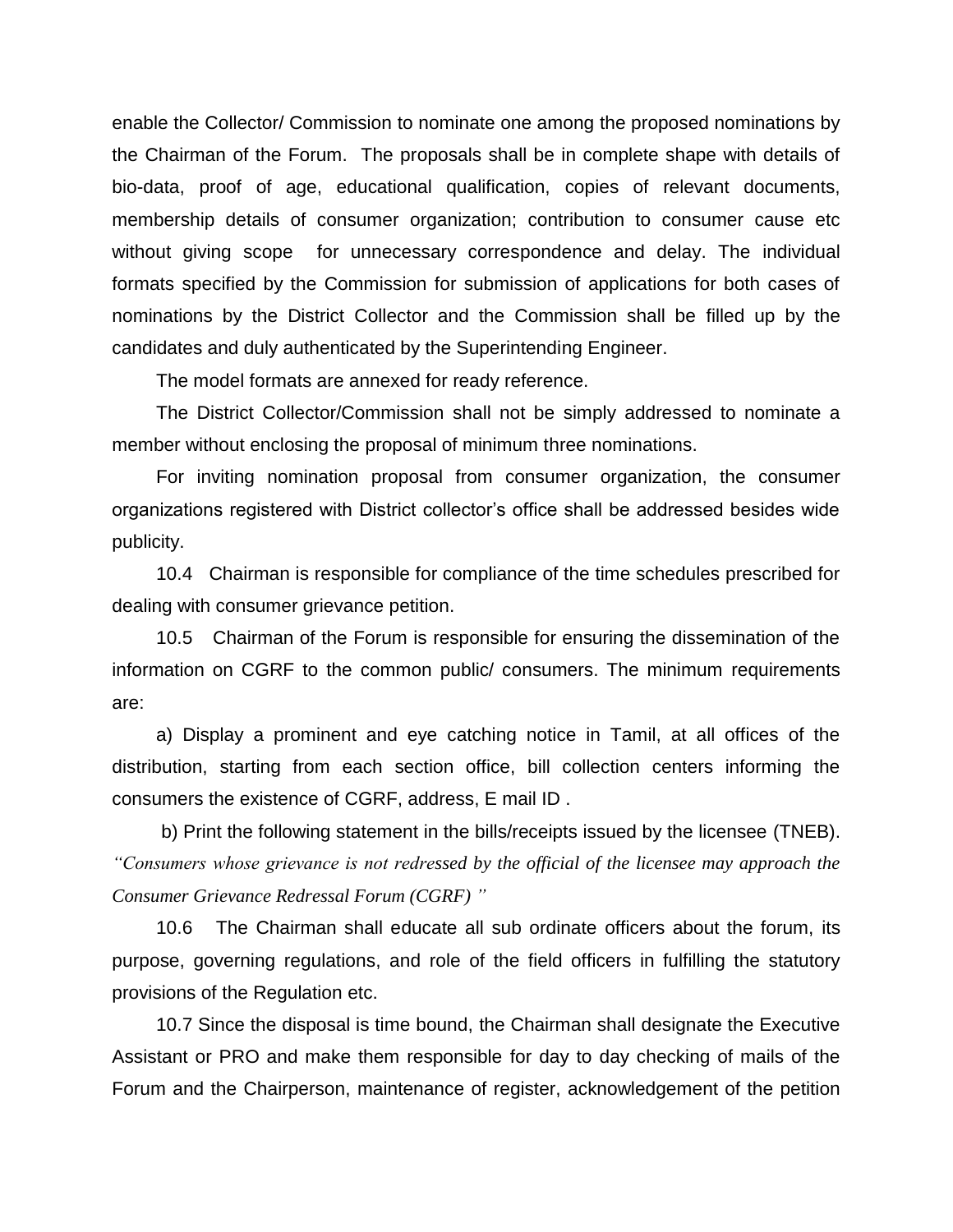enable the Collector/ Commission to nominate one among the proposed nominations by the Chairman of the Forum. The proposals shall be in complete shape with details of bio-data, proof of age, educational qualification, copies of relevant documents, membership details of consumer organization; contribution to consumer cause etc without giving scope for unnecessary correspondence and delay. The individual formats specified by the Commission for submission of applications for both cases of nominations by the District Collector and the Commission shall be filled up by the candidates and duly authenticated by the Superintending Engineer.

The model formats are annexed for ready reference.

The District Collector/Commission shall not be simply addressed to nominate a member without enclosing the proposal of minimum three nominations.

For inviting nomination proposal from consumer organization, the consumer organizations registered with District collector's office shall be addressed besides wide publicity.

10.4 Chairman is responsible for compliance of the time schedules prescribed for dealing with consumer grievance petition.

10.5 Chairman of the Forum is responsible for ensuring the dissemination of the information on CGRF to the common public/ consumers. The minimum requirements are:

a) Display a prominent and eye catching notice in Tamil, at all offices of the distribution, starting from each section office, bill collection centers informing the consumers the existence of CGRF, address, E mail ID .

b) Print the following statement in the bills/receipts issued by the licensee (TNEB). *"Consumers whose grievance is not redressed by the official of the licensee may approach the Consumer Grievance Redressal Forum (CGRF) "*

10.6 The Chairman shall educate all sub ordinate officers about the forum, its purpose, governing regulations, and role of the field officers in fulfilling the statutory provisions of the Regulation etc.

10.7 Since the disposal is time bound, the Chairman shall designate the Executive Assistant or PRO and make them responsible for day to day checking of mails of the Forum and the Chairperson, maintenance of register, acknowledgement of the petition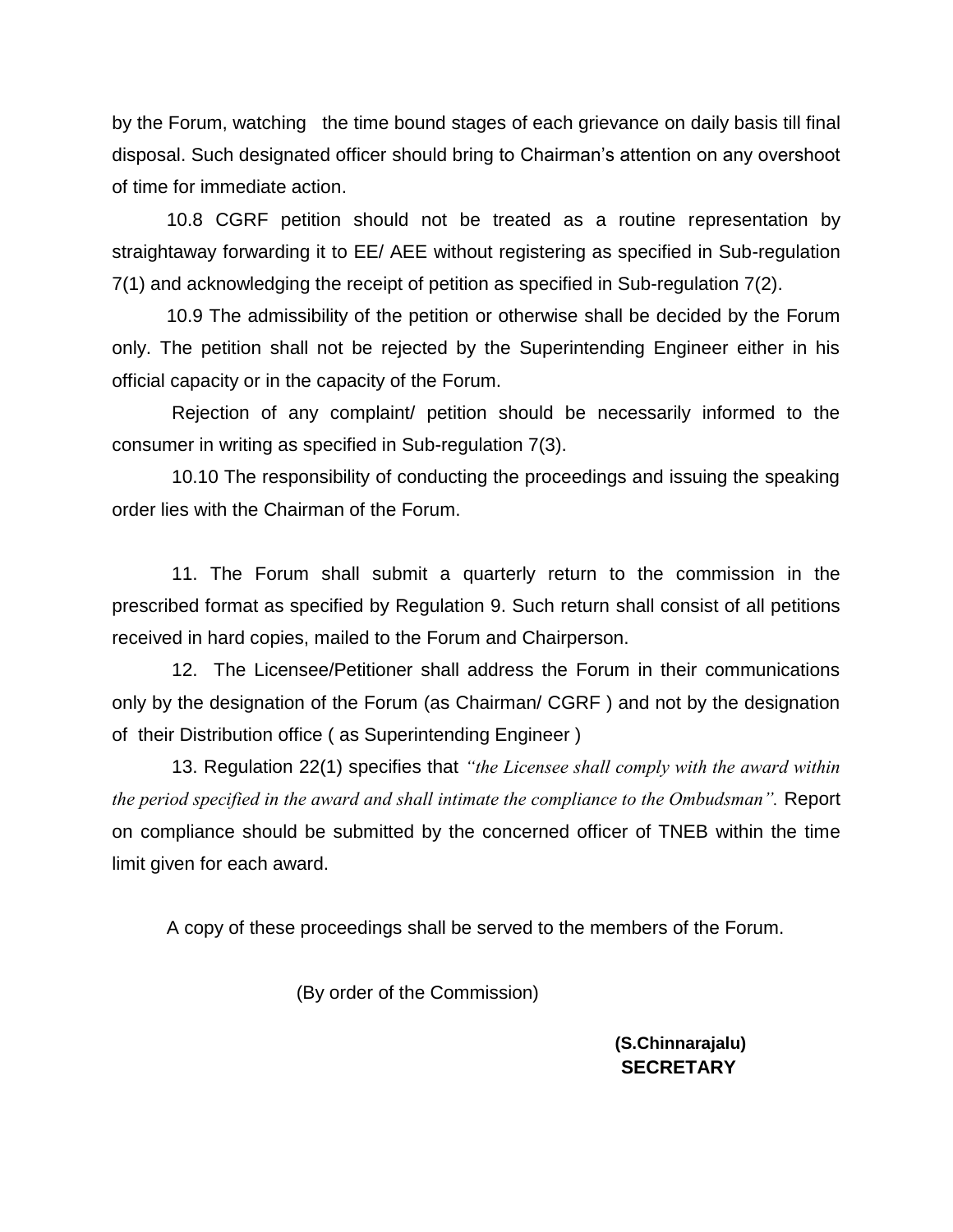by the Forum, watching the time bound stages of each grievance on daily basis till final disposal. Such designated officer should bring to Chairman's attention on any overshoot of time for immediate action.

10.8 CGRF petition should not be treated as a routine representation by straightaway forwarding it to EE/ AEE without registering as specified in Sub-regulation 7(1) and acknowledging the receipt of petition as specified in Sub-regulation 7(2).

10.9 The admissibility of the petition or otherwise shall be decided by the Forum only. The petition shall not be rejected by the Superintending Engineer either in his official capacity or in the capacity of the Forum.

Rejection of any complaint/ petition should be necessarily informed to the consumer in writing as specified in Sub-regulation 7(3).

10.10 The responsibility of conducting the proceedings and issuing the speaking order lies with the Chairman of the Forum.

11. The Forum shall submit a quarterly return to the commission in the prescribed format as specified by Regulation 9. Such return shall consist of all petitions received in hard copies, mailed to the Forum and Chairperson.

12. The Licensee/Petitioner shall address the Forum in their communications only by the designation of the Forum (as Chairman/ CGRF ) and not by the designation of their Distribution office ( as Superintending Engineer )

13. Regulation 22(1) specifies that *"the Licensee shall comply with the award within the period specified in the award and shall intimate the compliance to the Ombudsman".* Report on compliance should be submitted by the concerned officer of TNEB within the time limit given for each award.

A copy of these proceedings shall be served to the members of the Forum.

(By order of the Commission)

**(S.Chinnarajalu)**
**SECRETARY**